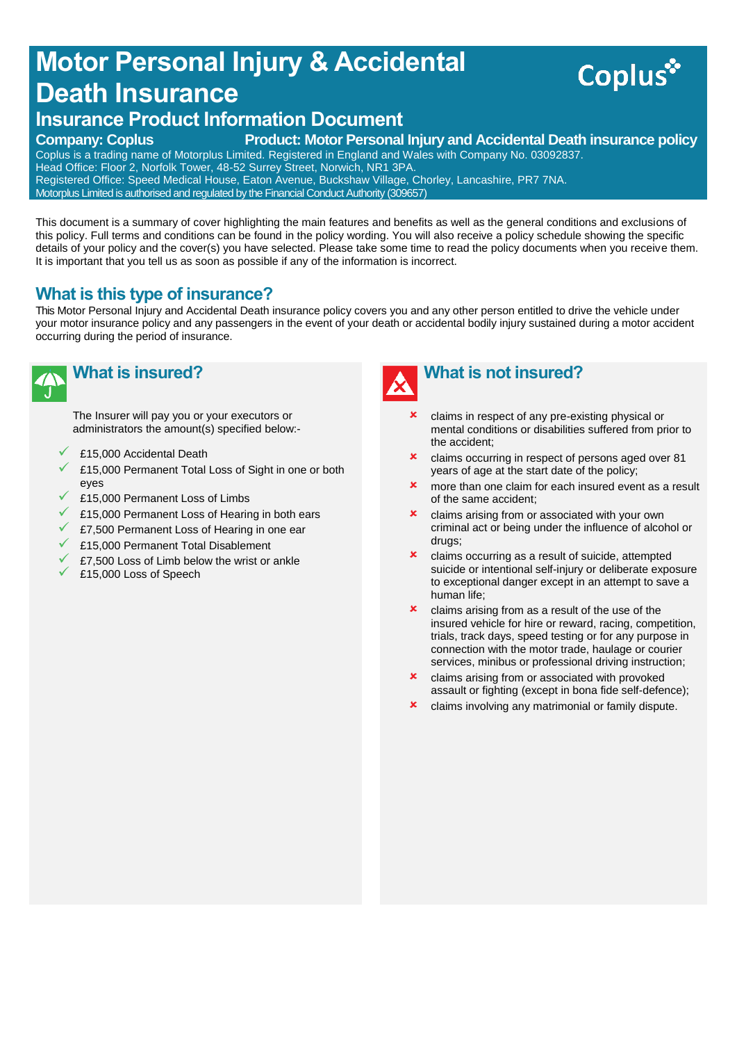# Motor Personal Injury & Accidental Death Insurance

## Insurance Product Information Document

**Company: Coplus** **Product: Motor Personal Injury and Accidental Death insurance policy**

Coplus is a trading name of Motorplus Limited. Registered in England and Wales with Company No. 03092837.
Head Office: Floor 2, Norfolk Tower, 48-52 Surrey Street, Norwich, NR1 3PA.
Registered Office: Speed Medical House, Eaton Avenue, Buckshaw Village, Chorley, Lancashire, PR7 7NA.
Motorplus Limited is authorised and regulated by the Financial Conduct Authority (309657)

This document is a summary of cover highlighting the main features and benefits as well as the general conditions and exclusions of this policy. Full terms and conditions can be found in the policy wording. You will also receive a policy schedule showing the specific details of your policy and the cover(s) you have selected. Please take some time to read the policy documents when you receive them. It is important that you tell us as soon as possible if any of the information is incorrect.

## What is this type of insurance?

This Motor Personal Injury and Accidental Death insurance policy covers you and any other person entitled to drive the vehicle under your motor insurance policy and any passengers in the event of your death or accidental bodily injury sustained during a motor accident occurring during the period of insurance.

## What is insured?

The Insurer will pay you or your executors or administrators the amount(s) specified below:-

- ✓ £15,000 Accidental Death
- ✓ £15,000 Permanent Total Loss of Sight in one or both eyes
- ✓ £15,000 Permanent Loss of Limbs
- ✓ £15,000 Permanent Loss of Hearing in both ears
- ✓ £7,500 Permanent Loss of Hearing in one ear
- ✓ £15,000 Permanent Total Disablement
- ✓ £7,500 Loss of Limb below the wrist or ankle
- ✓ £15,000 Loss of Speech

## What is not insured?

- ✗ claims in respect of any pre-existing physical or mental conditions or disabilities suffered from prior to the accident;
- ✗ claims occurring in respect of persons aged over 81 years of age at the start date of the policy;
- ✗ more than one claim for each insured event as a result of the same accident;
- ✗ claims arising from or associated with your own criminal act or being under the influence of alcohol or drugs;
- ✗ claims occurring as a result of suicide, attempted suicide or intentional self-injury or deliberate exposure to exceptional danger except in an attempt to save a human life;
- ✗ claims arising from as a result of the use of the insured vehicle for hire or reward, racing, competition, trials, track days, speed testing or for any purpose in connection with the motor trade, haulage or courier services, minibus or professional driving instruction;
- ✗ claims arising from or associated with provoked assault or fighting (except in bona fide self-defence);
- ✗ claims involving any matrimonial or family dispute.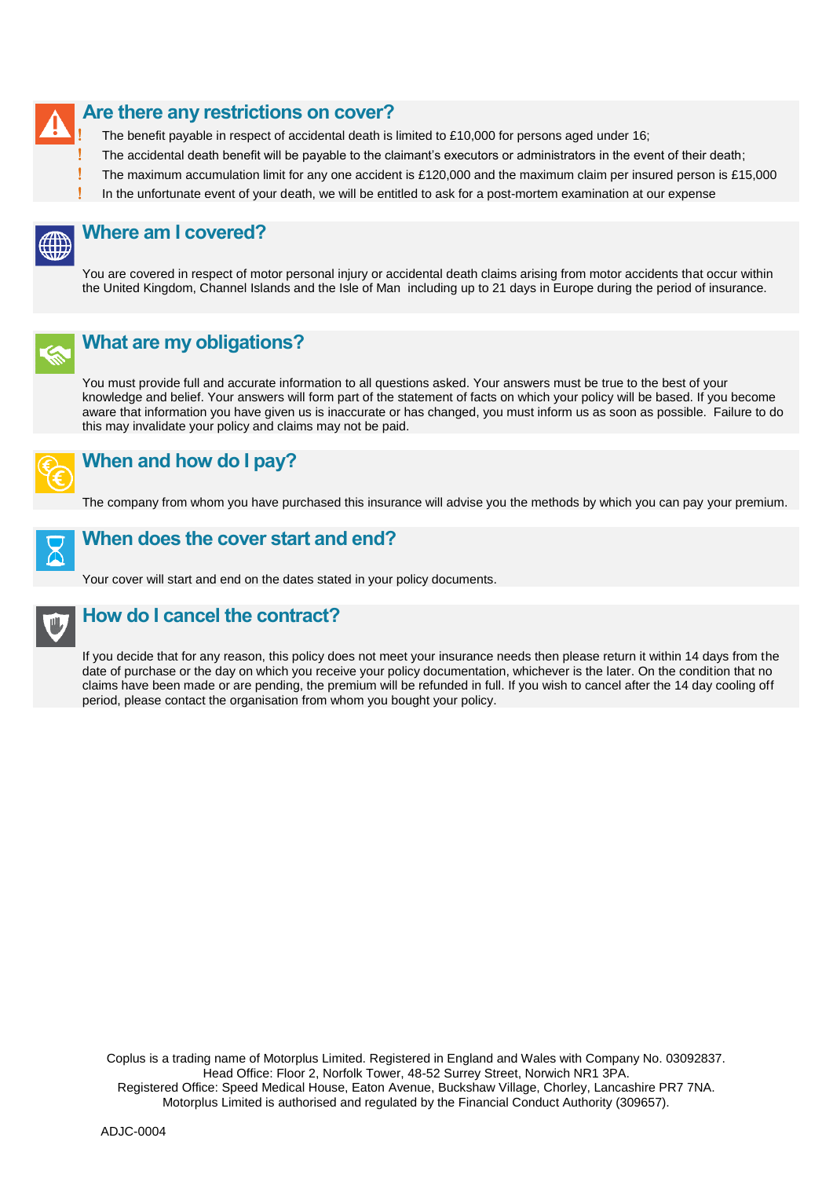## Are there any restrictions on cover?

- ! The benefit payable in respect of accidental death is limited to £10,000 for persons aged under 16;
- ! The accidental death benefit will be payable to the claimant's executors or administrators in the event of their death;
- ! The maximum accumulation limit for any one accident is £120,000 and the maximum claim per insured person is £15,000
- ! In the unfortunate event of your death, we will be entitled to ask for a post-mortem examination at our expense

## Where am I covered?

You are covered in respect of motor personal injury or accidental death claims arising from motor accidents that occur within the United Kingdom, Channel Islands and the Isle of Man including up to 21 days in Europe during the period of insurance.

## What are my obligations?

You must provide full and accurate information to all questions asked. Your answers must be true to the best of your knowledge and belief. Your answers will form part of the statement of facts on which your policy will be based. If you become aware that information you have given us is inaccurate or has changed, you must inform us as soon as possible. Failure to do this may invalidate your policy and claims may not be paid.

## When and how do I pay?

The company from whom you have purchased this insurance will advise you the methods by which you can pay your premium.

## When does the cover start and end?

Your cover will start and end on the dates stated in your policy documents.

## How do I cancel the contract?

If you decide that for any reason, this policy does not meet your insurance needs then please return it within 14 days from the date of purchase or the day on which you receive your policy documentation, whichever is the later. On the condition that no claims have been made or are pending, the premium will be refunded in full. If you wish to cancel after the 14 day cooling off period, please contact the organisation from whom you bought your policy.

Coplus is a trading name of Motorplus Limited. Registered in England and Wales with Company No. 03092837.
Head Office: Floor 2, Norfolk Tower, 48-52 Surrey Street, Norwich NR1 3PA.
Registered Office: Speed Medical House, Eaton Avenue, Buckshaw Village, Chorley, Lancashire PR7 7NA.
Motorplus Limited is authorised and regulated by the Financial Conduct Authority (309657).

ADJC-0004